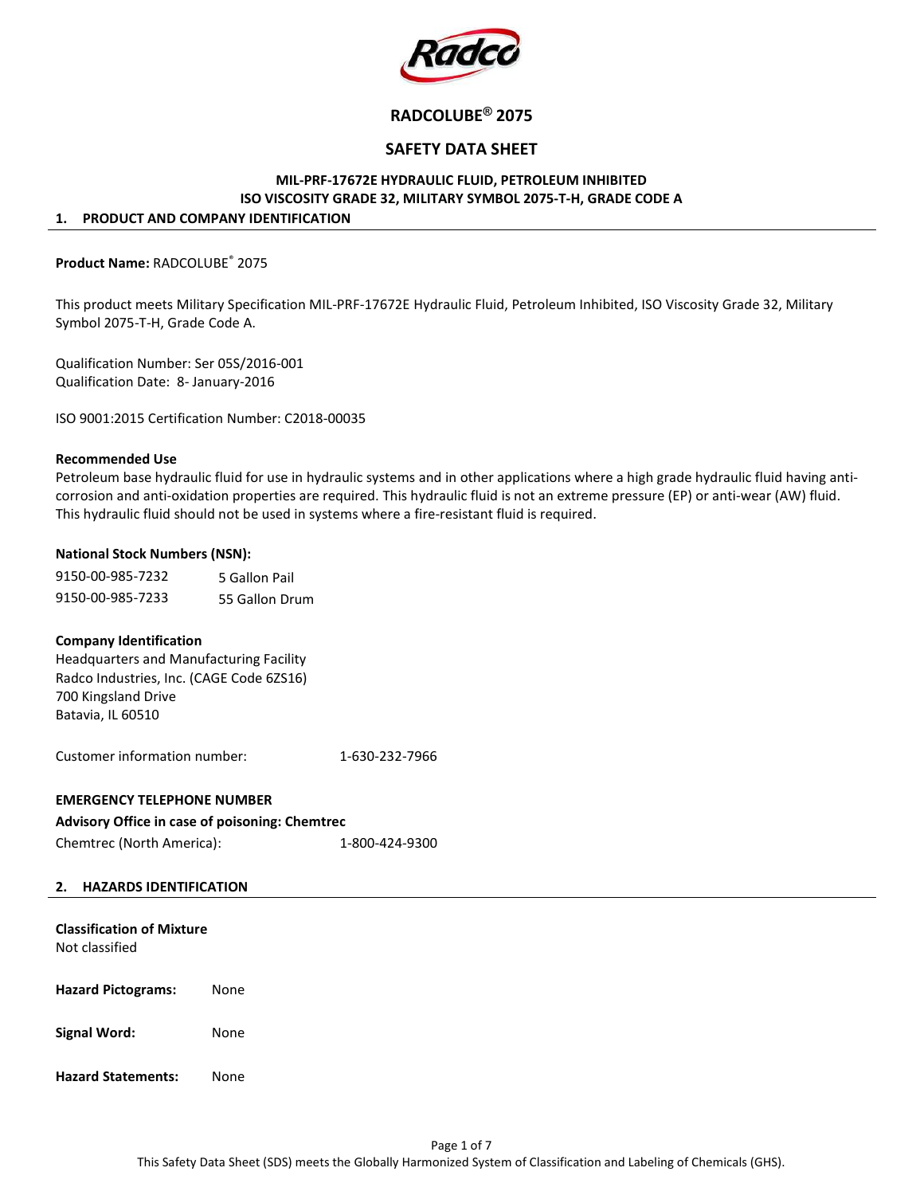# RADCOLUBE® 2075

## SAFETY DATA SHEET

**MIL-PRF-17672E HYDRAULIC FLUID, PETROLEUM INHIBITED**
**ISO VISCOSITY GRADE 32, MILITARY SYMBOL 2075-T-H, GRADE CODE A**

## 1. PRODUCT AND COMPANY IDENTIFICATION

**Product Name:** RADCOLUBE® 2075

This product meets Military Specification MIL-PRF-17672E Hydraulic Fluid, Petroleum Inhibited, ISO Viscosity Grade 32, Military Symbol 2075-T-H, Grade Code A.

Qualification Number: Ser 05S/2016-001
Qualification Date: 8- January-2016

ISO 9001:2015 Certification Number: C2018-00035

**Recommended Use**
Petroleum base hydraulic fluid for use in hydraulic systems and in other applications where a high grade hydraulic fluid having anti-corrosion and anti-oxidation properties are required. This hydraulic fluid is not an extreme pressure (EP) or anti-wear (AW) fluid. This hydraulic fluid should not be used in systems where a fire-resistant fluid is required.

**National Stock Numbers (NSN):**

| | |
|---|---|
| 9150-00-985-7232 | 5 Gallon Pail |
| 9150-00-985-7233 | 55 Gallon Drum |

**Company Identification**
Headquarters and Manufacturing Facility
Radco Industries, Inc. (CAGE Code 6ZS16)
700 Kingsland Drive
Batavia, IL 60510

Customer information number: 1-630-232-7966

**EMERGENCY TELEPHONE NUMBER**
**Advisory Office in case of poisoning: Chemtrec**
Chemtrec (North America): 1-800-424-9300

## 2. HAZARDS IDENTIFICATION

**Classification of Mixture**
Not classified

**Hazard Pictograms:** None

**Signal Word:** None

**Hazard Statements:** None

This Safety Data Sheet (SDS) meets the Globally Harmonized System of Classification and Labeling of Chemicals (GHS).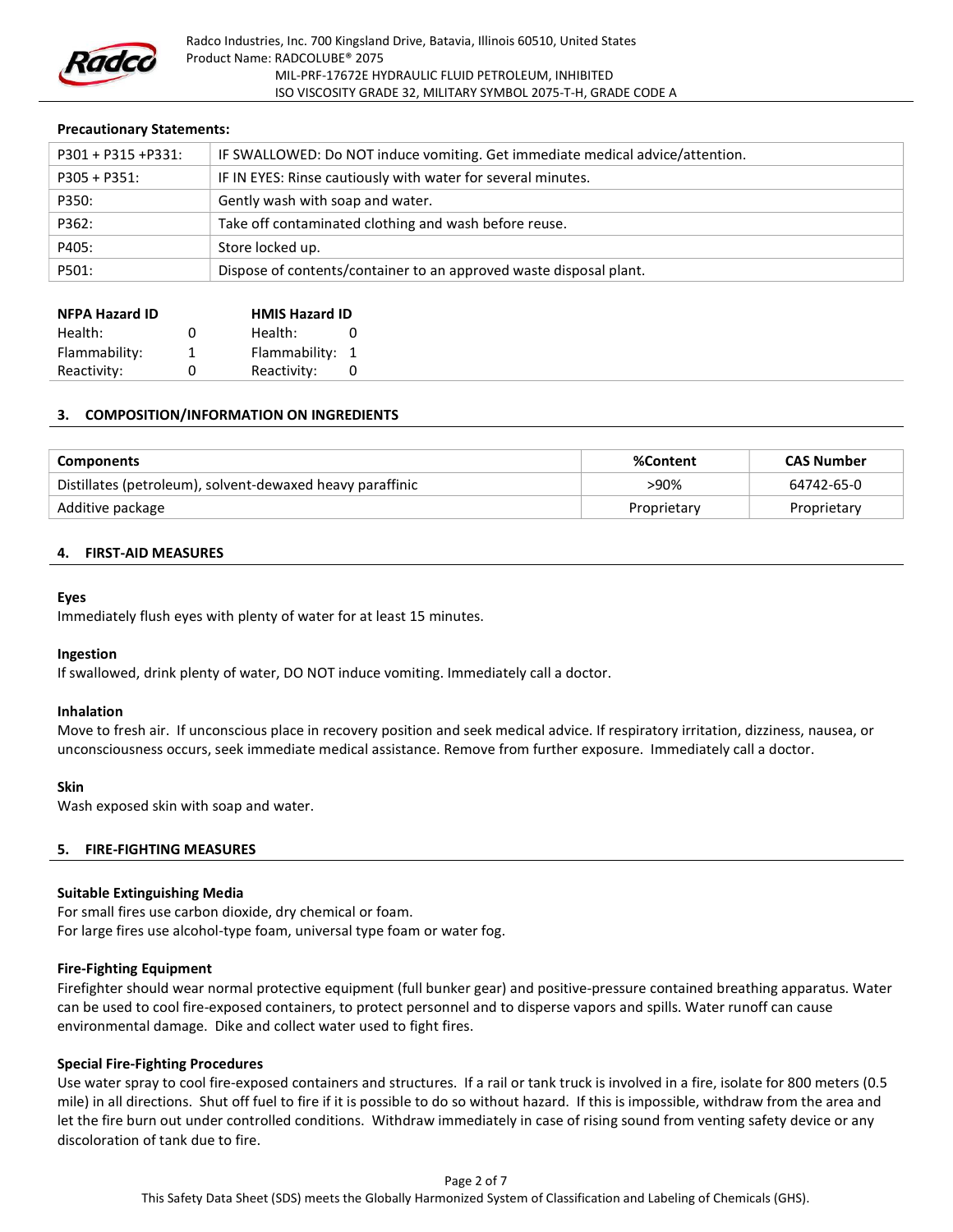**Precautionary Statements:**

| | |
|---|---|
| P301 + P315 +P331: | IF SWALLOWED: Do NOT induce vomiting. Get immediate medical advice/attention. |
| P305 + P351: | IF IN EYES: Rinse cautiously with water for several minutes. |
| P350: | Gently wash with soap and water. |
| P362: | Take off contaminated clothing and wash before reuse. |
| P405: | Store locked up. |
| P501: | Dispose of contents/container to an approved waste disposal plant. |

| NFPA Hazard ID | | HMIS Hazard ID | |
|---|---|---|---|
| Health: | 0 | Health: | 0 |
| Flammability: | 1 | Flammability: | 1 |
| Reactivity: | 0 | Reactivity: | 0 |

## 3. COMPOSITION/INFORMATION ON INGREDIENTS

| Components | %Content | CAS Number |
|---|---|---|
| Distillates (petroleum), solvent-dewaxed heavy paraffinic | >90% | 64742-65-0 |
| Additive package | Proprietary | Proprietary |

## 4. FIRST-AID MEASURES

**Eyes**

Immediately flush eyes with plenty of water for at least 15 minutes.

**Ingestion**

If swallowed, drink plenty of water, DO NOT induce vomiting. Immediately call a doctor.

**Inhalation**

Move to fresh air. If unconscious place in recovery position and seek medical advice. If respiratory irritation, dizziness, nausea, or unconsciousness occurs, seek immediate medical assistance. Remove from further exposure. Immediately call a doctor.

**Skin**

Wash exposed skin with soap and water.

## 5. FIRE-FIGHTING MEASURES

**Suitable Extinguishing Media**

For small fires use carbon dioxide, dry chemical or foam.
For large fires use alcohol-type foam, universal type foam or water fog.

**Fire-Fighting Equipment**

Firefighter should wear normal protective equipment (full bunker gear) and positive-pressure contained breathing apparatus. Water can be used to cool fire-exposed containers, to protect personnel and to disperse vapors and spills. Water runoff can cause environmental damage. Dike and collect water used to fight fires.

**Special Fire-Fighting Procedures**

Use water spray to cool fire-exposed containers and structures. If a rail or tank truck is involved in a fire, isolate for 800 meters (0.5 mile) in all directions. Shut off fuel to fire if it is possible to do so without hazard. If this is impossible, withdraw from the area and let the fire burn out under controlled conditions. Withdraw immediately in case of rising sound from venting safety device or any discoloration of tank due to fire.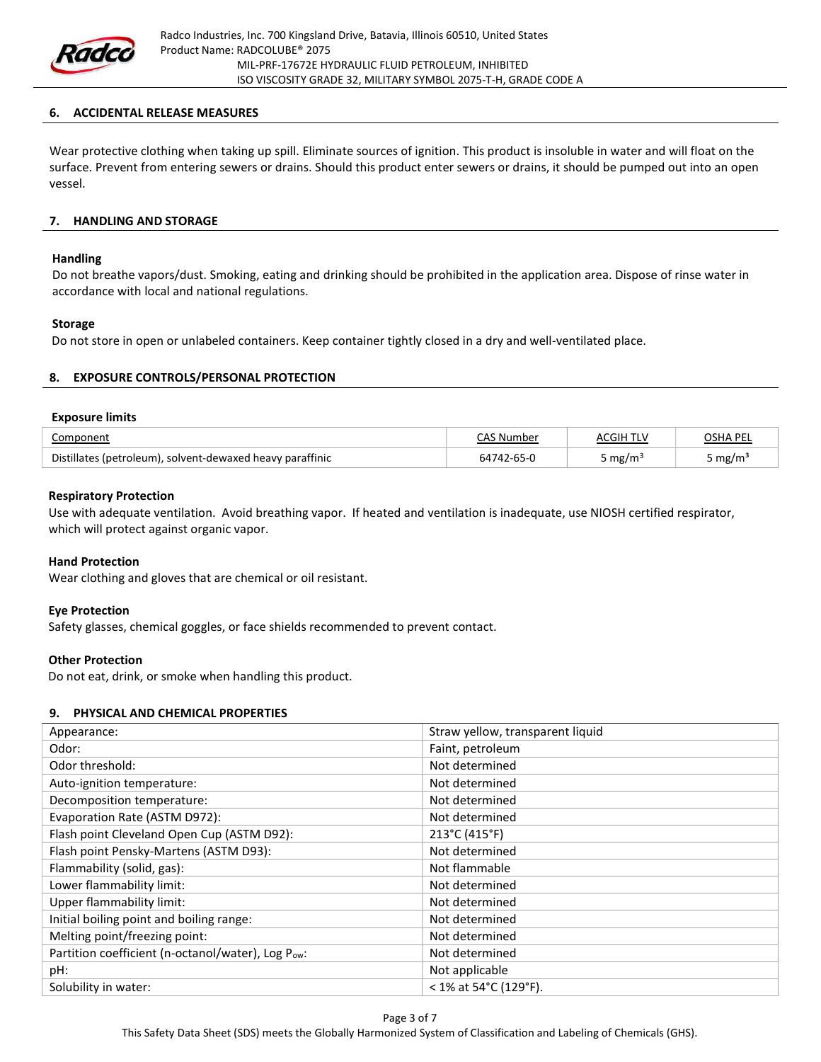## 6. ACCIDENTAL RELEASE MEASURES

Wear protective clothing when taking up spill. Eliminate sources of ignition. This product is insoluble in water and will float on the surface. Prevent from entering sewers or drains. Should this product enter sewers or drains, it should be pumped out into an open vessel.

## 7. HANDLING AND STORAGE

**Handling**

Do not breathe vapors/dust. Smoking, eating and drinking should be prohibited in the application area. Dispose of rinse water in accordance with local and national regulations.

**Storage**

Do not store in open or unlabeled containers. Keep container tightly closed in a dry and well-ventilated place.

## 8. EXPOSURE CONTROLS/PERSONAL PROTECTION

**Exposure limits**

| Component | CAS Number | ACGIH TLV | OSHA PEL |
|---|---|---|---|
| Distillates (petroleum), solvent-dewaxed heavy paraffinic | 64742-65-0 | 5 mg/m³ | 5 mg/m³ |

**Respiratory Protection**

Use with adequate ventilation. Avoid breathing vapor. If heated and ventilation is inadequate, use NIOSH certified respirator, which will protect against organic vapor.

**Hand Protection**

Wear clothing and gloves that are chemical or oil resistant.

**Eye Protection**

Safety glasses, chemical goggles, or face shields recommended to prevent contact.

**Other Protection**

Do not eat, drink, or smoke when handling this product.

## 9. PHYSICAL AND CHEMICAL PROPERTIES

| | |
|---|---|
| Appearance: | Straw yellow, transparent liquid |
| Odor: | Faint, petroleum |
| Odor threshold: | Not determined |
| Auto-ignition temperature: | Not determined |
| Decomposition temperature: | Not determined |
| Evaporation Rate (ASTM D972): | Not determined |
| Flash point Cleveland Open Cup (ASTM D92): | 213°C (415°F) |
| Flash point Pensky-Martens (ASTM D93): | Not determined |
| Flammability (solid, gas): | Not flammable |
| Lower flammability limit: | Not determined |
| Upper flammability limit: | Not determined |
| Initial boiling point and boiling range: | Not determined |
| Melting point/freezing point: | Not determined |
| Partition coefficient (n-octanol/water), Log $P_{ow}$: | Not determined |
| pH: | Not applicable |
| Solubility in water: | < 1% at 54°C (129°F). |

This Safety Data Sheet (SDS) meets the Globally Harmonized System of Classification and Labeling of Chemicals (GHS).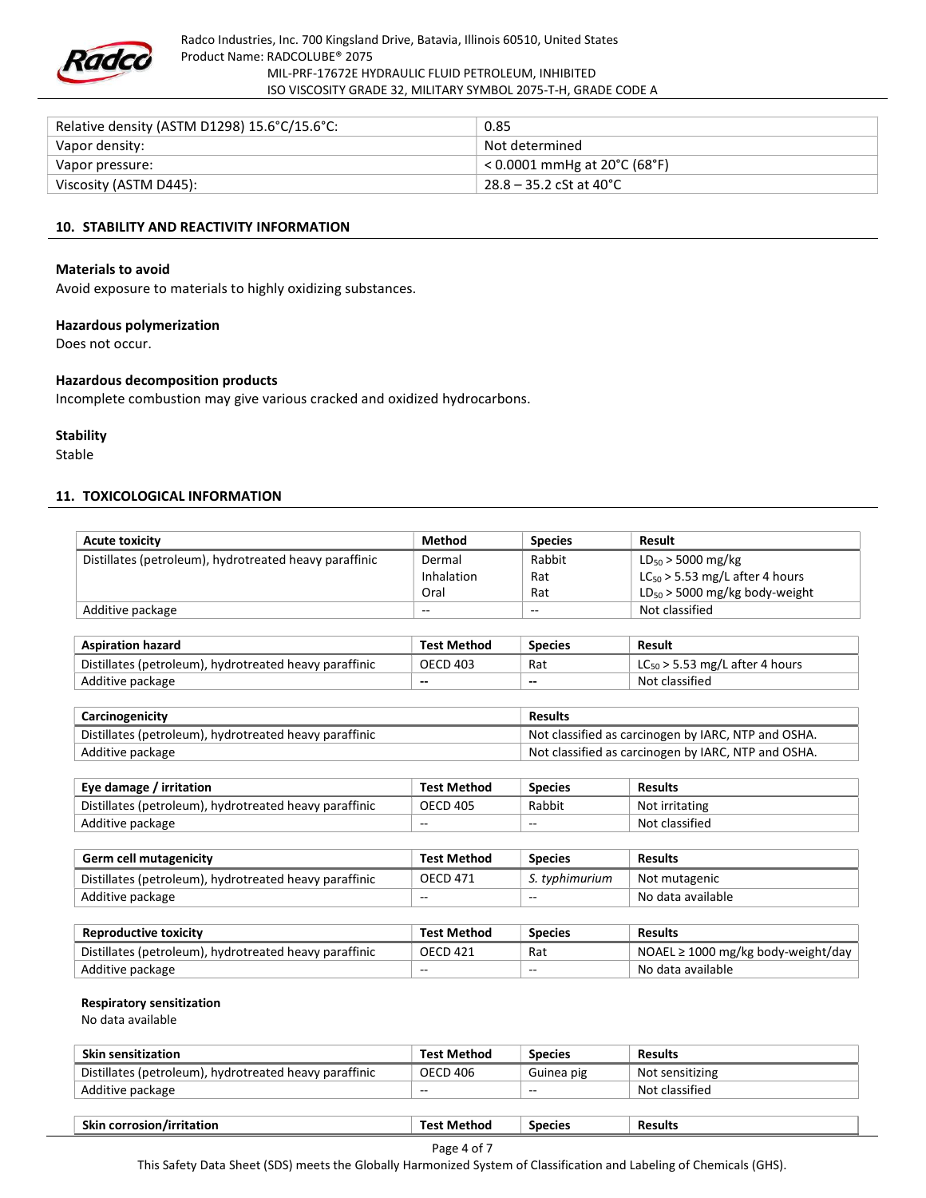| Relative density (ASTM D1298) 15.6°C/15.6°C: | 0.85 |
|---|---|
| Vapor density: | Not determined |
| Vapor pressure: | < 0.0001 mmHg at 20°C (68°F) |
| Viscosity (ASTM D445): | 28.8 – 35.2 cSt at 40°C |

## 10. STABILITY AND REACTIVITY INFORMATION

**Materials to avoid**

Avoid exposure to materials to highly oxidizing substances.

**Hazardous polymerization**

Does not occur.

**Hazardous decomposition products**

Incomplete combustion may give various cracked and oxidized hydrocarbons.

**Stability**

Stable

## 11. TOXICOLOGICAL INFORMATION

| Acute toxicity | Method | Species | Result |
|---|---|---|---|
| Distillates (petroleum), hydrotreated heavy paraffinic | Dermal<br>Inhalation<br>Oral | Rabbit<br>Rat<br>Rat | $LD_{50}$ > 5000 mg/kg<br>$LC_{50}$ > 5.53 mg/L after 4 hours<br>$LD_{50}$ > 5000 mg/kg body-weight |
| Additive package | -- | -- | Not classified |

| Aspiration hazard | Test Method | Species | Result |
|---|---|---|---|
| Distillates (petroleum), hydrotreated heavy paraffinic | OECD 403 | Rat | $LC_{50}$ > 5.53 mg/L after 4 hours |
| Additive package | -- | -- | Not classified |

| Carcinogenicity | Results |
|---|---|
| Distillates (petroleum), hydrotreated heavy paraffinic | Not classified as carcinogen by IARC, NTP and OSHA. |
| Additive package | Not classified as carcinogen by IARC, NTP and OSHA. |

| Eye damage / irritation | Test Method | Species | Results |
|---|---|---|---|
| Distillates (petroleum), hydrotreated heavy paraffinic | OECD 405 | Rabbit | Not irritating |
| Additive package | -- | -- | Not classified |

| Germ cell mutagenicity | Test Method | Species | Results |
|---|---|---|---|
| Distillates (petroleum), hydrotreated heavy paraffinic | OECD 471 | *S. typhimurium* | Not mutagenic |
| Additive package | -- | -- | No data available |

| Reproductive toxicity | Test Method | Species | Results |
|---|---|---|---|
| Distillates (petroleum), hydrotreated heavy paraffinic | OECD 421 | Rat | NOAEL ≥ 1000 mg/kg body-weight/day |
| Additive package | -- | -- | No data available |

**Respiratory sensitization**

No data available

| Skin sensitization | Test Method | Species | Results |
|---|---|---|---|
| Distillates (petroleum), hydrotreated heavy paraffinic | OECD 406 | Guinea pig | Not sensitizing |
| Additive package | -- | -- | Not classified |

| Skin corrosion/irritation | Test Method | Species | Results |
|---|---|---|---|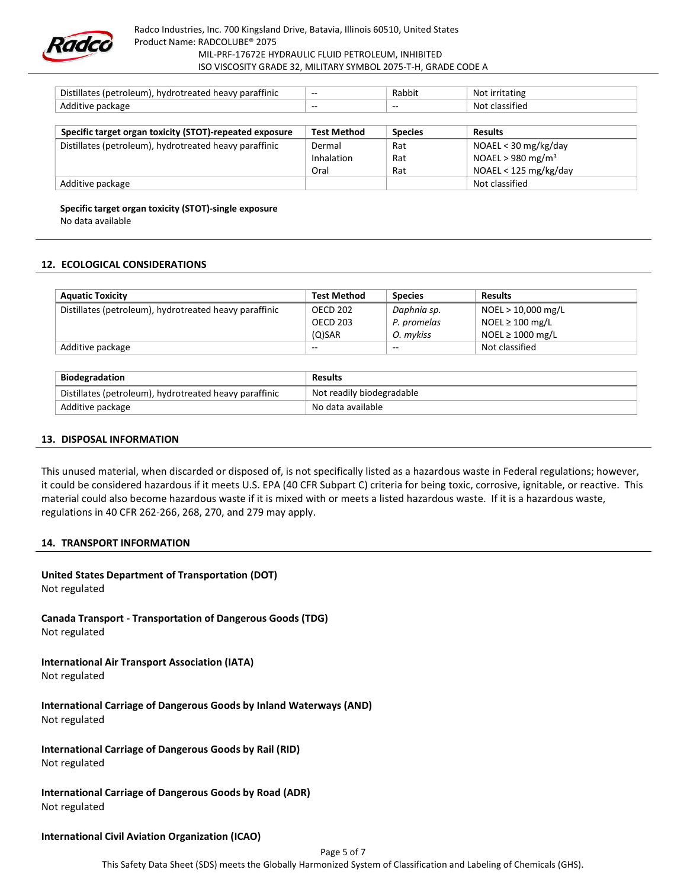| Distillates (petroleum), hydrotreated heavy paraffinic | -- | Rabbit | Not irritating |
|---|---|---|---|
| Additive package | -- | -- | Not classified |

| Specific target organ toxicity (STOT)-repeated exposure | Test Method | Species | Results |
|---|---|---|---|
| Distillates (petroleum), hydrotreated heavy paraffinic | Dermal<br>Inhalation<br>Oral | Rat<br>Rat<br>Rat | NOAEL < 30 mg/kg/day<br>NOAEL > 980 $mg/m^3$<br>NOAEL < 125 mg/kg/day |
| Additive package | | | Not classified |

**Specific target organ toxicity (STOT)-single exposure**
No data available

## 12. ECOLOGICAL CONSIDERATIONS

| Aquatic Toxicity | Test Method | Species | Results |
|---|---|---|---|
| Distillates (petroleum), hydrotreated heavy paraffinic | OECD 202<br>OECD 203<br>(Q)SAR | *Daphnia sp.*<br>*P. promelas*<br>*O. mykiss* | NOEL > 10,000 mg/L<br>NOEL ≥ 100 mg/L<br>NOEL ≥ 1000 mg/L |
| Additive package | -- | -- | Not classified |

| Biodegradation | Results |
|---|---|
| Distillates (petroleum), hydrotreated heavy paraffinic | Not readily biodegradable |
| Additive package | No data available |

## 13. DISPOSAL INFORMATION

This unused material, when discarded or disposed of, is not specifically listed as a hazardous waste in Federal regulations; however, it could be considered hazardous if it meets U.S. EPA (40 CFR Subpart C) criteria for being toxic, corrosive, ignitable, or reactive. This material could also become hazardous waste if it is mixed with or meets a listed hazardous waste. If it is a hazardous waste, regulations in 40 CFR 262-266, 268, 270, and 279 may apply.

## 14. TRANSPORT INFORMATION

**United States Department of Transportation (DOT)**
Not regulated

**Canada Transport - Transportation of Dangerous Goods (TDG)**
Not regulated

**International Air Transport Association (IATA)**
Not regulated

**International Carriage of Dangerous Goods by Inland Waterways (AND)**
Not regulated

**International Carriage of Dangerous Goods by Rail (RID)**
Not regulated

**International Carriage of Dangerous Goods by Road (ADR)**
Not regulated

**International Civil Aviation Organization (ICAO)**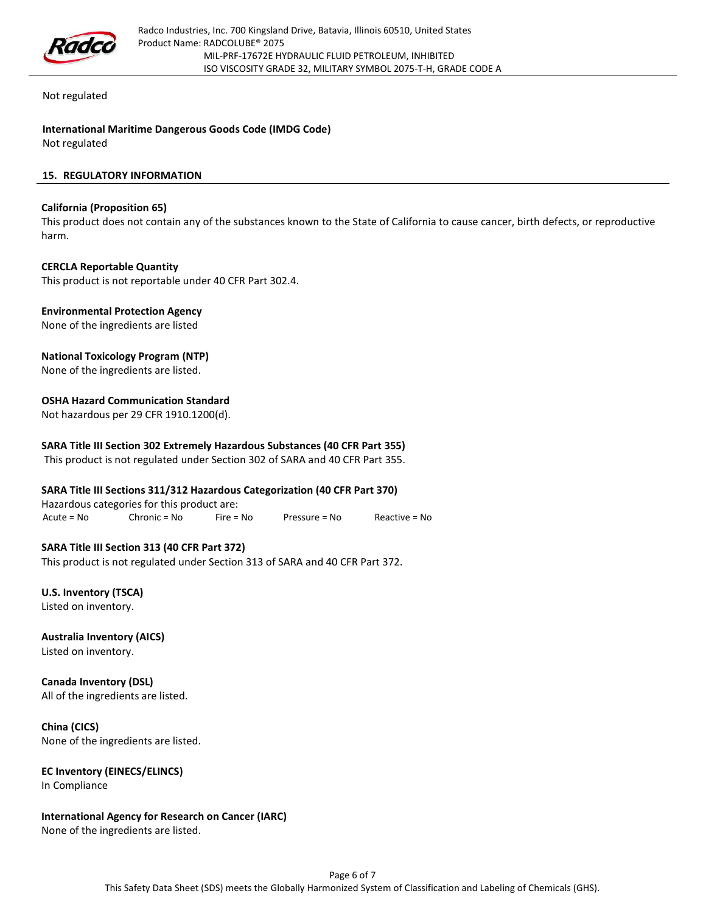Not regulated

**International Maritime Dangerous Goods Code (IMDG Code)**
Not regulated

## 15. REGULATORY INFORMATION

**California (Proposition 65)**
This product does not contain any of the substances known to the State of California to cause cancer, birth defects, or reproductive harm.

**CERCLA Reportable Quantity**
This product is not reportable under 40 CFR Part 302.4.

**Environmental Protection Agency**
None of the ingredients are listed

**National Toxicology Program (NTP)**
None of the ingredients are listed.

**OSHA Hazard Communication Standard**
Not hazardous per 29 CFR 1910.1200(d).

**SARA Title III Section 302 Extremely Hazardous Substances (40 CFR Part 355)**
This product is not regulated under Section 302 of SARA and 40 CFR Part 355.

**SARA Title III Sections 311/312 Hazardous Categorization (40 CFR Part 370)**
Hazardous categories for this product are:
Acute = No    Chronic = No    Fire = No    Pressure = No    Reactive = No

**SARA Title III Section 313 (40 CFR Part 372)**
This product is not regulated under Section 313 of SARA and 40 CFR Part 372.

**U.S. Inventory (TSCA)**
Listed on inventory.

**Australia Inventory (AICS)**
Listed on inventory.

**Canada Inventory (DSL)**
All of the ingredients are listed.

**China (CICS)**
None of the ingredients are listed.

**EC Inventory (EINECS/ELINCS)**
In Compliance

**International Agency for Research on Cancer (IARC)**
None of the ingredients are listed.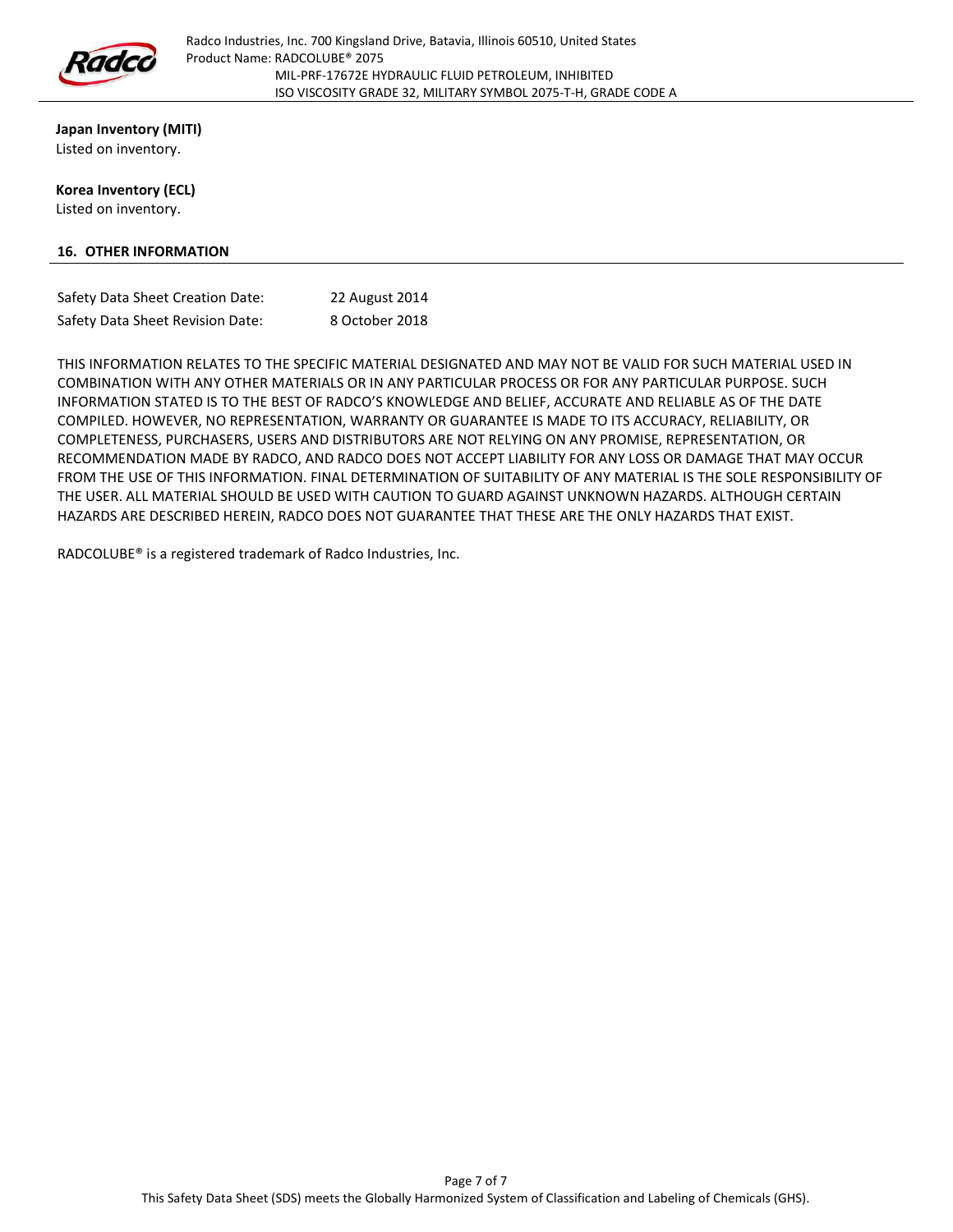**Japan Inventory (MITI)**
Listed on inventory.

**Korea Inventory (ECL)**
Listed on inventory.

## 16. OTHER INFORMATION

| | |
|---|---|
| Safety Data Sheet Creation Date: | 22 August 2014 |
| Safety Data Sheet Revision Date: | 8 October 2018 |

THIS INFORMATION RELATES TO THE SPECIFIC MATERIAL DESIGNATED AND MAY NOT BE VALID FOR SUCH MATERIAL USED IN COMBINATION WITH ANY OTHER MATERIALS OR IN ANY PARTICULAR PROCESS OR FOR ANY PARTICULAR PURPOSE. SUCH INFORMATION STATED IS TO THE BEST OF RADCO'S KNOWLEDGE AND BELIEF, ACCURATE AND RELIABLE AS OF THE DATE COMPILED. HOWEVER, NO REPRESENTATION, WARRANTY OR GUARANTEE IS MADE TO ITS ACCURACY, RELIABILITY, OR COMPLETENESS, PURCHASERS, USERS AND DISTRIBUTORS ARE NOT RELYING ON ANY PROMISE, REPRESENTATION, OR RECOMMENDATION MADE BY RADCO, AND RADCO DOES NOT ACCEPT LIABILITY FOR ANY LOSS OR DAMAGE THAT MAY OCCUR FROM THE USE OF THIS INFORMATION. FINAL DETERMINATION OF SUITABILITY OF ANY MATERIAL IS THE SOLE RESPONSIBILITY OF THE USER. ALL MATERIAL SHOULD BE USED WITH CAUTION TO GUARD AGAINST UNKNOWN HAZARDS. ALTHOUGH CERTAIN HAZARDS ARE DESCRIBED HEREIN, RADCO DOES NOT GUARANTEE THAT THESE ARE THE ONLY HAZARDS THAT EXIST.

RADCOLUBE® is a registered trademark of Radco Industries, Inc.